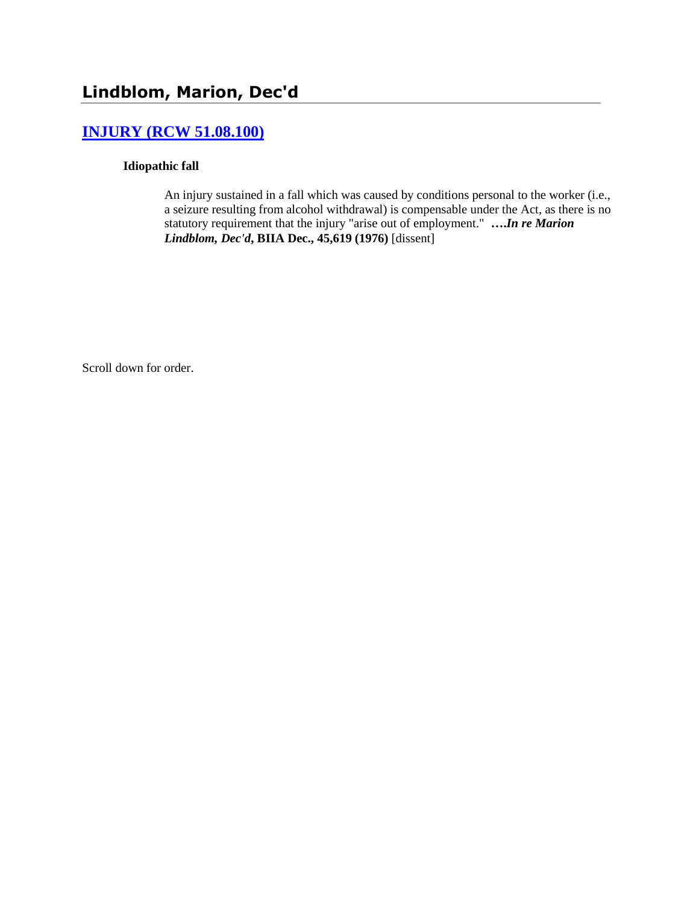# Lindblom, Marion, Dec'd

## INJURY (RCW 51.08.100)

### Idiopathic fall

An injury sustained in a fall which was caused by conditions personal to the worker (i.e., a seizure resulting from alcohol withdrawal) is compensable under the Act, as there is no statutory requirement that the injury "arise out of employment." ***….In re Marion Lindblom, Dec'd*, BIIA Dec., 45,619 (1976)** [dissent]

Scroll down for order.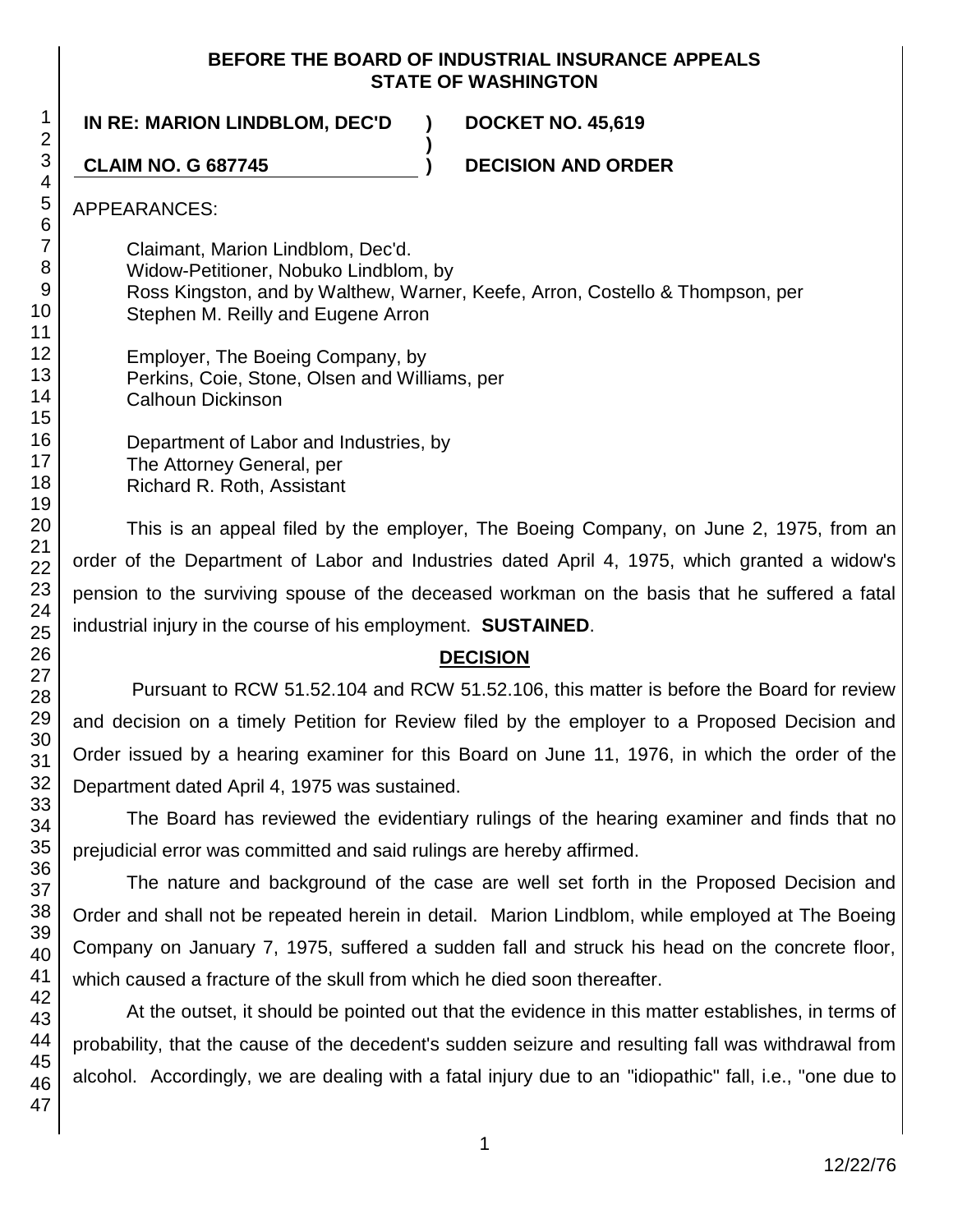**BEFORE THE BOARD OF INDUSTRIAL INSURANCE APPEALS**
**STATE OF WASHINGTON**

**IN RE: MARION LINDBLOM, DEC'D** ) **DOCKET NO. 45,619**
)
**CLAIM NO. G 687745** ) **DECISION AND ORDER**

APPEARANCES:

Claimant, Marion Lindblom, Dec'd.
Widow-Petitioner, Nobuko Lindblom, by
Ross Kingston, and by Walthew, Warner, Keefe, Arron, Costello & Thompson, per
Stephen M. Reilly and Eugene Arron

Employer, The Boeing Company, by
Perkins, Coie, Stone, Olsen and Williams, per
Calhoun Dickinson

Department of Labor and Industries, by
The Attorney General, per
Richard R. Roth, Assistant

This is an appeal filed by the employer, The Boeing Company, on June 2, 1975, from an order of the Department of Labor and Industries dated April 4, 1975, which granted a widow's pension to the surviving spouse of the deceased workman on the basis that he suffered a fatal industrial injury in the course of his employment. **SUSTAINED**.

## DECISION

Pursuant to RCW 51.52.104 and RCW 51.52.106, this matter is before the Board for review and decision on a timely Petition for Review filed by the employer to a Proposed Decision and Order issued by a hearing examiner for this Board on June 11, 1976, in which the order of the Department dated April 4, 1975 was sustained.

The Board has reviewed the evidentiary rulings of the hearing examiner and finds that no prejudicial error was committed and said rulings are hereby affirmed.

The nature and background of the case are well set forth in the Proposed Decision and Order and shall not be repeated herein in detail. Marion Lindblom, while employed at The Boeing Company on January 7, 1975, suffered a sudden fall and struck his head on the concrete floor, which caused a fracture of the skull from which he died soon thereafter.

At the outset, it should be pointed out that the evidence in this matter establishes, in terms of probability, that the cause of the decedent's sudden seizure and resulting fall was withdrawal from alcohol. Accordingly, we are dealing with a fatal injury due to an "idiopathic" fall, i.e., "one due to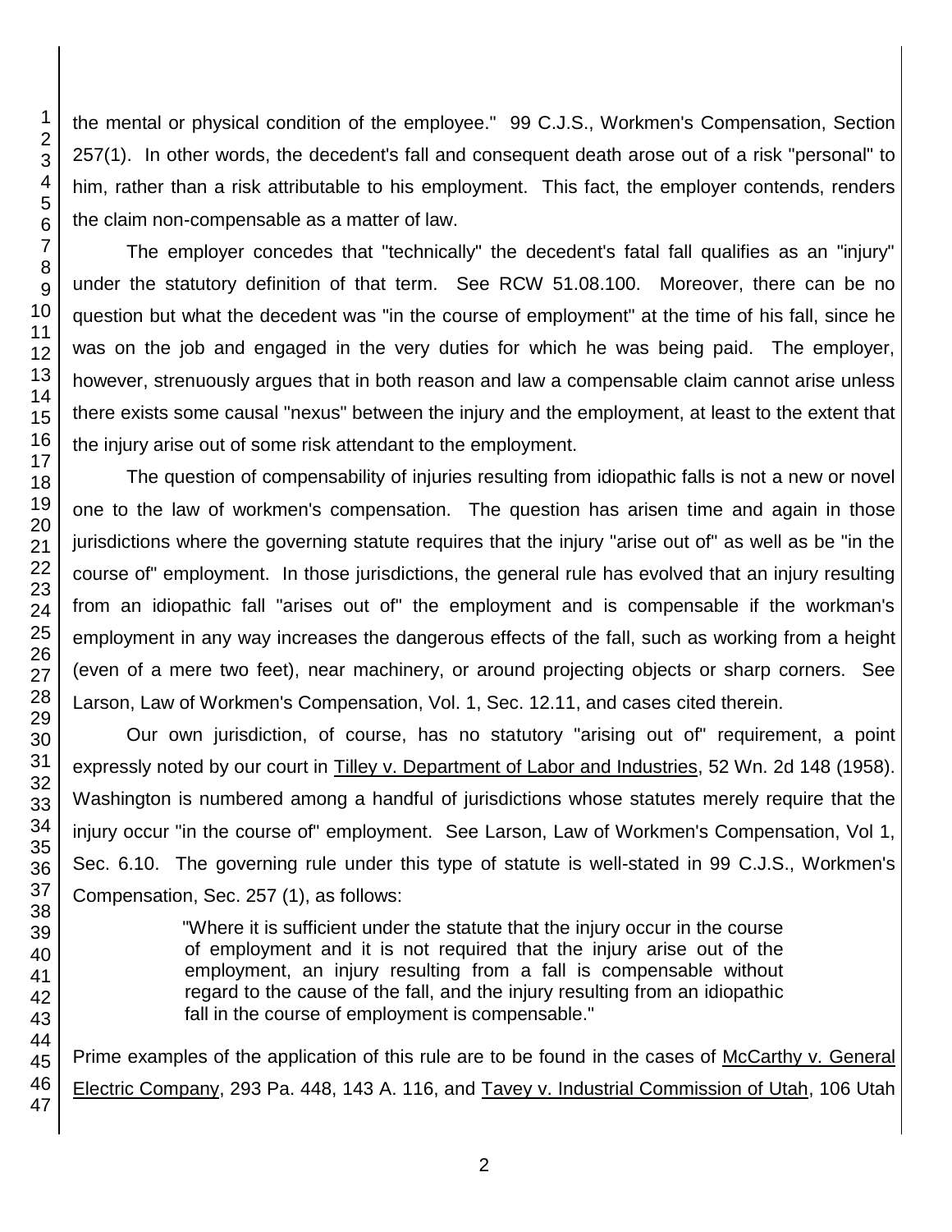the mental or physical condition of the employee." 99 C.J.S., Workmen's Compensation, Section 257(1). In other words, the decedent's fall and consequent death arose out of a risk "personal" to him, rather than a risk attributable to his employment. This fact, the employer contends, renders the claim non-compensable as a matter of law.

The employer concedes that "technically" the decedent's fatal fall qualifies as an "injury" under the statutory definition of that term. See RCW 51.08.100. Moreover, there can be no question but what the decedent was "in the course of employment" at the time of his fall, since he was on the job and engaged in the very duties for which he was being paid. The employer, however, strenuously argues that in both reason and law a compensable claim cannot arise unless there exists some causal "nexus" between the injury and the employment, at least to the extent that the injury arise out of some risk attendant to the employment.

The question of compensability of injuries resulting from idiopathic falls is not a new or novel one to the law of workmen's compensation. The question has arisen time and again in those jurisdictions where the governing statute requires that the injury "arise out of" as well as be "in the course of" employment. In those jurisdictions, the general rule has evolved that an injury resulting from an idiopathic fall "arises out of" the employment and is compensable if the workman's employment in any way increases the dangerous effects of the fall, such as working from a height (even of a mere two feet), near machinery, or around projecting objects or sharp corners. See Larson, Law of Workmen's Compensation, Vol. 1, Sec. 12.11, and cases cited therein.

Our own jurisdiction, of course, has no statutory "arising out of" requirement, a point expressly noted by our court in Tilley v. Department of Labor and Industries, 52 Wn. 2d 148 (1958). Washington is numbered among a handful of jurisdictions whose statutes merely require that the injury occur "in the course of" employment. See Larson, Law of Workmen's Compensation, Vol 1, Sec. 6.10. The governing rule under this type of statute is well-stated in 99 C.J.S., Workmen's Compensation, Sec. 257 (1), as follows:

> "Where it is sufficient under the statute that the injury occur in the course of employment and it is not required that the injury arise out of the employment, an injury resulting from a fall is compensable without regard to the cause of the fall, and the injury resulting from an idiopathic fall in the course of employment is compensable."

Prime examples of the application of this rule are to be found in the cases of McCarthy v. General Electric Company, 293 Pa. 448, 143 A. 116, and Tavey v. Industrial Commission of Utah, 106 Utah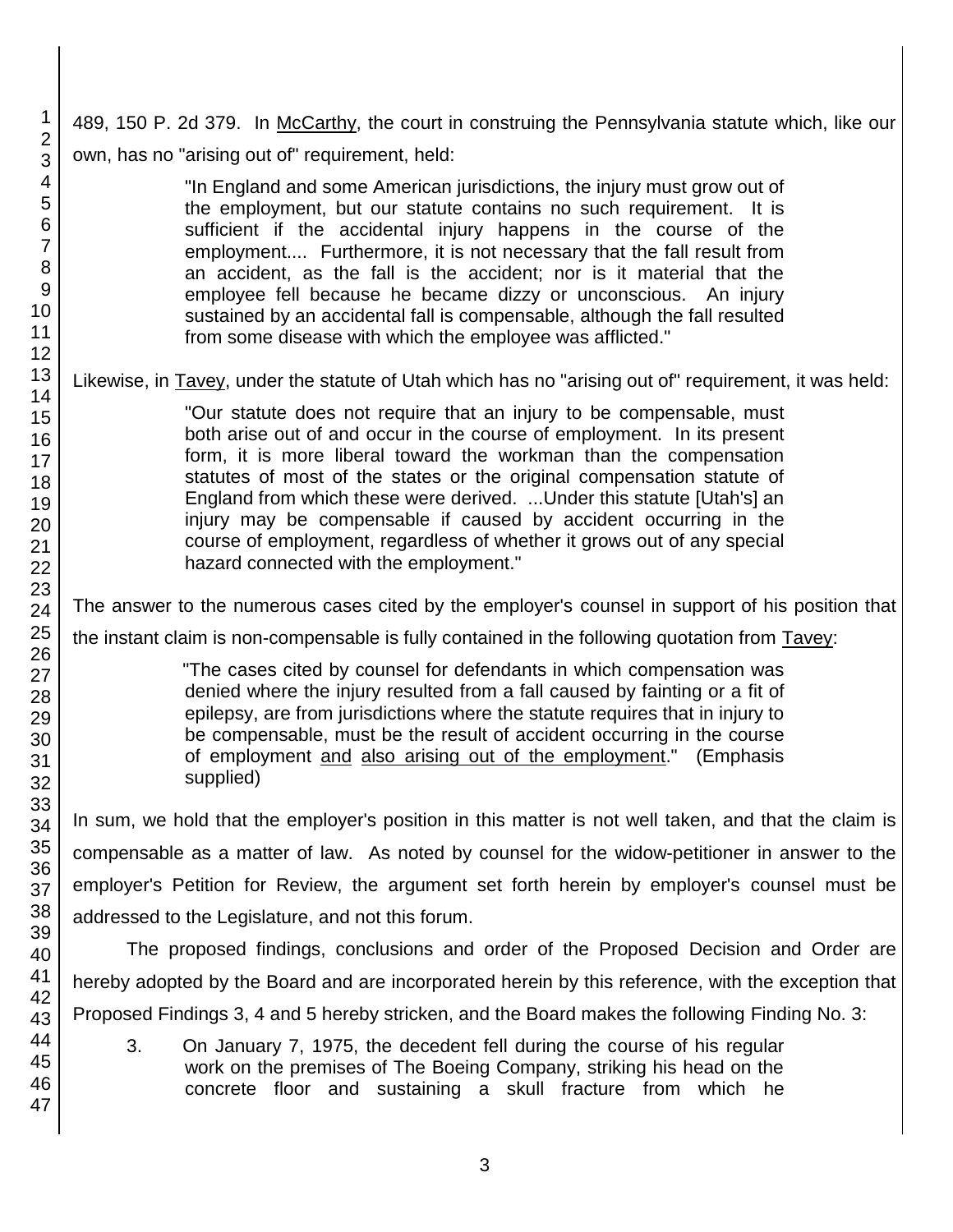489, 150 P. 2d 379. In McCarthy, the court in construing the Pennsylvania statute which, like our own, has no "arising out of" requirement, held:

> "In England and some American jurisdictions, the injury must grow out of the employment, but our statute contains no such requirement. It is sufficient if the accidental injury happens in the course of the employment.... Furthermore, it is not necessary that the fall result from an accident, as the fall is the accident; nor is it material that the employee fell because he became dizzy or unconscious. An injury sustained by an accidental fall is compensable, although the fall resulted from some disease with which the employee was afflicted."

Likewise, in Tavey, under the statute of Utah which has no "arising out of" requirement, it was held:

> "Our statute does not require that an injury to be compensable, must both arise out of and occur in the course of employment. In its present form, it is more liberal toward the workman than the compensation statutes of most of the states or the original compensation statute of England from which these were derived. ...Under this statute [Utah's] an injury may be compensable if caused by accident occurring in the course of employment, regardless of whether it grows out of any special hazard connected with the employment."

The answer to the numerous cases cited by the employer's counsel in support of his position that the instant claim is non-compensable is fully contained in the following quotation from Tavey:

> "The cases cited by counsel for defendants in which compensation was denied where the injury resulted from a fall caused by fainting or a fit of epilepsy, are from jurisdictions where the statute requires that in injury to be compensable, must be the result of accident occurring in the course of employment and also arising out of the employment." (Emphasis supplied)

In sum, we hold that the employer's position in this matter is not well taken, and that the claim is compensable as a matter of law. As noted by counsel for the widow-petitioner in answer to the employer's Petition for Review, the argument set forth herein by employer's counsel must be addressed to the Legislature, and not this forum.

The proposed findings, conclusions and order of the Proposed Decision and Order are hereby adopted by the Board and are incorporated herein by this reference, with the exception that Proposed Findings 3, 4 and 5 hereby stricken, and the Board makes the following Finding No. 3:

3. On January 7, 1975, the decedent fell during the course of his regular work on the premises of The Boeing Company, striking his head on the concrete floor and sustaining a skull fracture from which he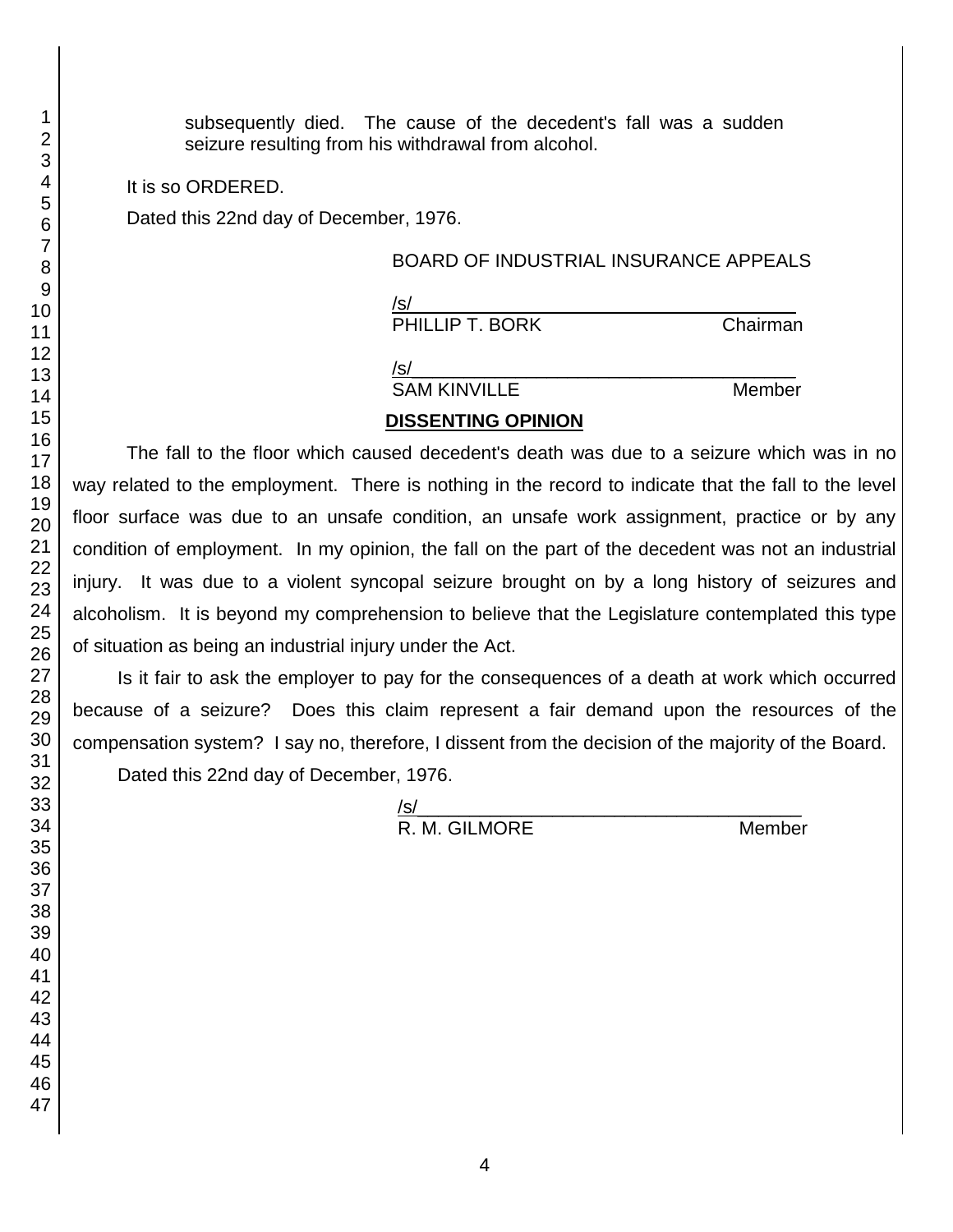subsequently died. The cause of the decedent's fall was a sudden seizure resulting from his withdrawal from alcohol.

It is so ORDERED.

Dated this 22nd day of December, 1976.

BOARD OF INDUSTRIAL INSURANCE APPEALS

/s/
PHILLIP T. BORK Chairman

/s/
SAM KINVILLE Member

**DISSENTING OPINION**

The fall to the floor which caused decedent's death was due to a seizure which was in no way related to the employment. There is nothing in the record to indicate that the fall to the level floor surface was due to an unsafe condition, an unsafe work assignment, practice or by any condition of employment. In my opinion, the fall on the part of the decedent was not an industrial injury. It was due to a violent syncopal seizure brought on by a long history of seizures and alcoholism. It is beyond my comprehension to believe that the Legislature contemplated this type of situation as being an industrial injury under the Act.

Is it fair to ask the employer to pay for the consequences of a death at work which occurred because of a seizure? Does this claim represent a fair demand upon the resources of the compensation system? I say no, therefore, I dissent from the decision of the majority of the Board.

Dated this 22nd day of December, 1976.

/s/
R. M. GILMORE Member